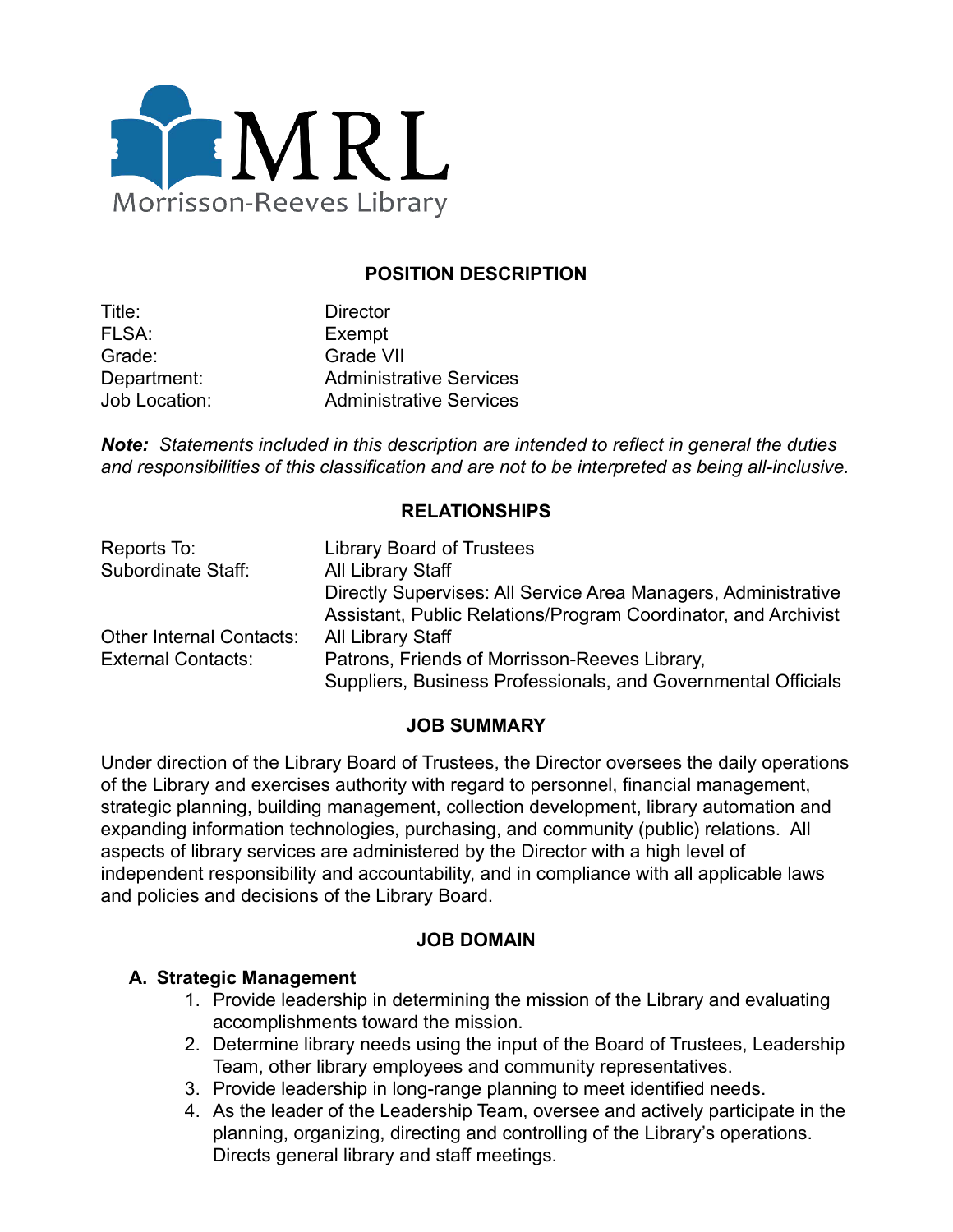MRL
Morrisson-Reeves Library

## POSITION DESCRIPTION

| | |
|---|---|
| Title: | Director |
| FLSA: | Exempt |
| Grade: | Grade VII |
| Department: | Administrative Services |
| Job Location: | Administrative Services |

***Note:*** *Statements included in this description are intended to reflect in general the duties and responsibilities of this classification and are not to be interpreted as being all-inclusive.*

## RELATIONSHIPS

| | |
|---|---|
| Reports To: | Library Board of Trustees |
| Subordinate Staff: | All Library Staff<br>Directly Supervises: All Service Area Managers, Administrative Assistant, Public Relations/Program Coordinator, and Archivist |
| Other Internal Contacts: | All Library Staff |
| External Contacts: | Patrons, Friends of Morrisson-Reeves Library, Suppliers, Business Professionals, and Governmental Officials |

## JOB SUMMARY

Under direction of the Library Board of Trustees, the Director oversees the daily operations of the Library and exercises authority with regard to personnel, financial management, strategic planning, building management, collection development, library automation and expanding information technologies, purchasing, and community (public) relations. All aspects of library services are administered by the Director with a high level of independent responsibility and accountability, and in compliance with all applicable laws and policies and decisions of the Library Board.

## JOB DOMAIN

### A. Strategic Management

1. Provide leadership in determining the mission of the Library and evaluating accomplishments toward the mission.
2. Determine library needs using the input of the Board of Trustees, Leadership Team, other library employees and community representatives.
3. Provide leadership in long-range planning to meet identified needs.
4. As the leader of the Leadership Team, oversee and actively participate in the planning, organizing, directing and controlling of the Library's operations. Directs general library and staff meetings.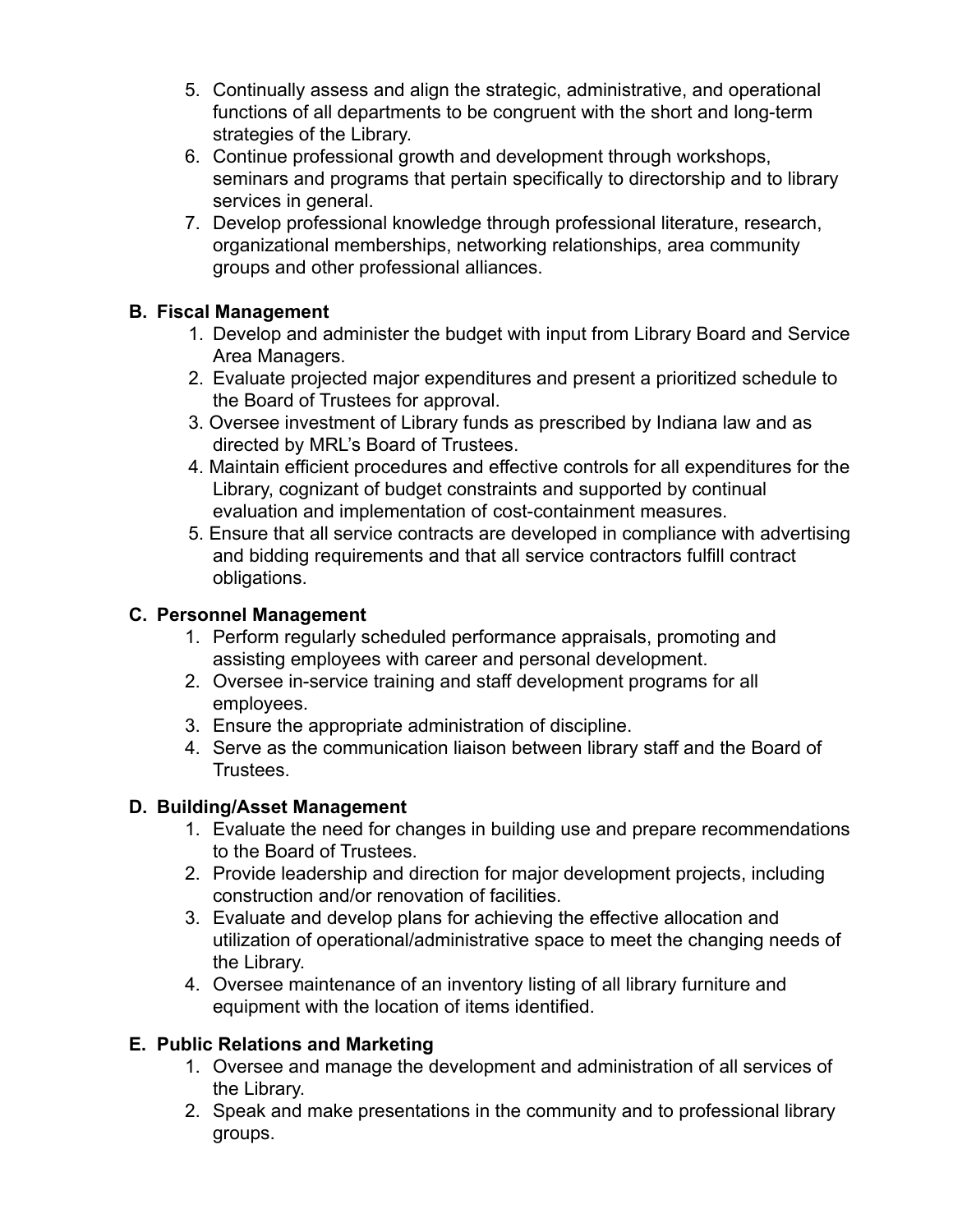5. Continually assess and align the strategic, administrative, and operational functions of all departments to be congruent with the short and long-term strategies of the Library.
6. Continue professional growth and development through workshops, seminars and programs that pertain specifically to directorship and to library services in general.
7. Develop professional knowledge through professional literature, research, organizational memberships, networking relationships, area community groups and other professional alliances.

**B. Fiscal Management**

1. Develop and administer the budget with input from Library Board and Service Area Managers.
2. Evaluate projected major expenditures and present a prioritized schedule to the Board of Trustees for approval.
3. Oversee investment of Library funds as prescribed by Indiana law and as directed by MRL's Board of Trustees.
4. Maintain efficient procedures and effective controls for all expenditures for the Library, cognizant of budget constraints and supported by continual evaluation and implementation of cost-containment measures.
5. Ensure that all service contracts are developed in compliance with advertising and bidding requirements and that all service contractors fulfill contract obligations.

**C. Personnel Management**

1. Perform regularly scheduled performance appraisals, promoting and assisting employees with career and personal development.
2. Oversee in-service training and staff development programs for all employees.
3. Ensure the appropriate administration of discipline.
4. Serve as the communication liaison between library staff and the Board of Trustees.

**D. Building/Asset Management**

1. Evaluate the need for changes in building use and prepare recommendations to the Board of Trustees.
2. Provide leadership and direction for major development projects, including construction and/or renovation of facilities.
3. Evaluate and develop plans for achieving the effective allocation and utilization of operational/administrative space to meet the changing needs of the Library.
4. Oversee maintenance of an inventory listing of all library furniture and equipment with the location of items identified.

**E. Public Relations and Marketing**

1. Oversee and manage the development and administration of all services of the Library.
2. Speak and make presentations in the community and to professional library groups.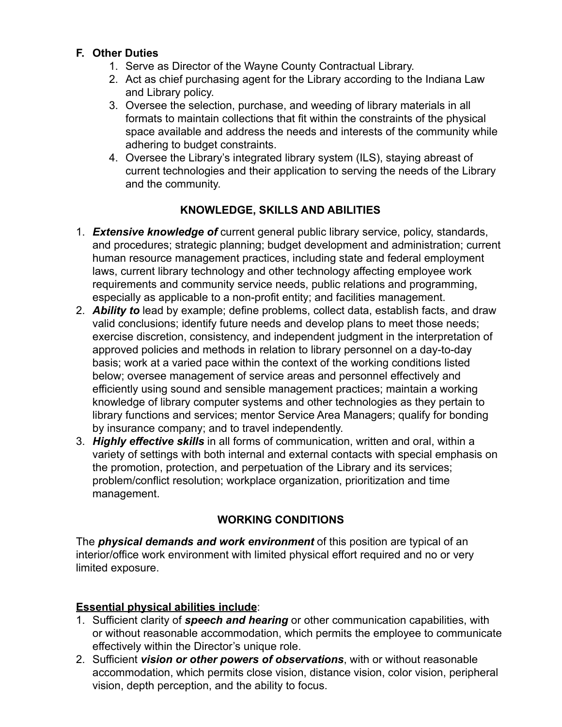## F. Other Duties

1. Serve as Director of the Wayne County Contractual Library.
2. Act as chief purchasing agent for the Library according to the Indiana Law and Library policy.
3. Oversee the selection, purchase, and weeding of library materials in all formats to maintain collections that fit within the constraints of the physical space available and address the needs and interests of the community while adhering to budget constraints.
4. Oversee the Library's integrated library system (ILS), staying abreast of current technologies and their application to serving the needs of the Library and the community.

## KNOWLEDGE, SKILLS AND ABILITIES

1. ***Extensive knowledge of*** current general public library service, policy, standards, and procedures; strategic planning; budget development and administration; current human resource management practices, including state and federal employment laws, current library technology and other technology affecting employee work requirements and community service needs, public relations and programming, especially as applicable to a non-profit entity; and facilities management.
2. ***Ability to*** lead by example; define problems, collect data, establish facts, and draw valid conclusions; identify future needs and develop plans to meet those needs; exercise discretion, consistency, and independent judgment in the interpretation of approved policies and methods in relation to library personnel on a day-to-day basis; work at a varied pace within the context of the working conditions listed below; oversee management of service areas and personnel effectively and efficiently using sound and sensible management practices; maintain a working knowledge of library computer systems and other technologies as they pertain to library functions and services; mentor Service Area Managers; qualify for bonding by insurance company; and to travel independently.
3. ***Highly effective skills*** in all forms of communication, written and oral, within a variety of settings with both internal and external contacts with special emphasis on the promotion, protection, and perpetuation of the Library and its services; problem/conflict resolution; workplace organization, prioritization and time management.

## WORKING CONDITIONS

The ***physical demands and work environment*** of this position are typical of an interior/office work environment with limited physical effort required and no or very limited exposure.

**<u>Essential physical abilities include</u>**:

1. Sufficient clarity of ***speech and hearing*** or other communication capabilities, with or without reasonable accommodation, which permits the employee to communicate effectively within the Director's unique role.
2. Sufficient ***vision or other powers of observations***, with or without reasonable accommodation, which permits close vision, distance vision, color vision, peripheral vision, depth perception, and the ability to focus.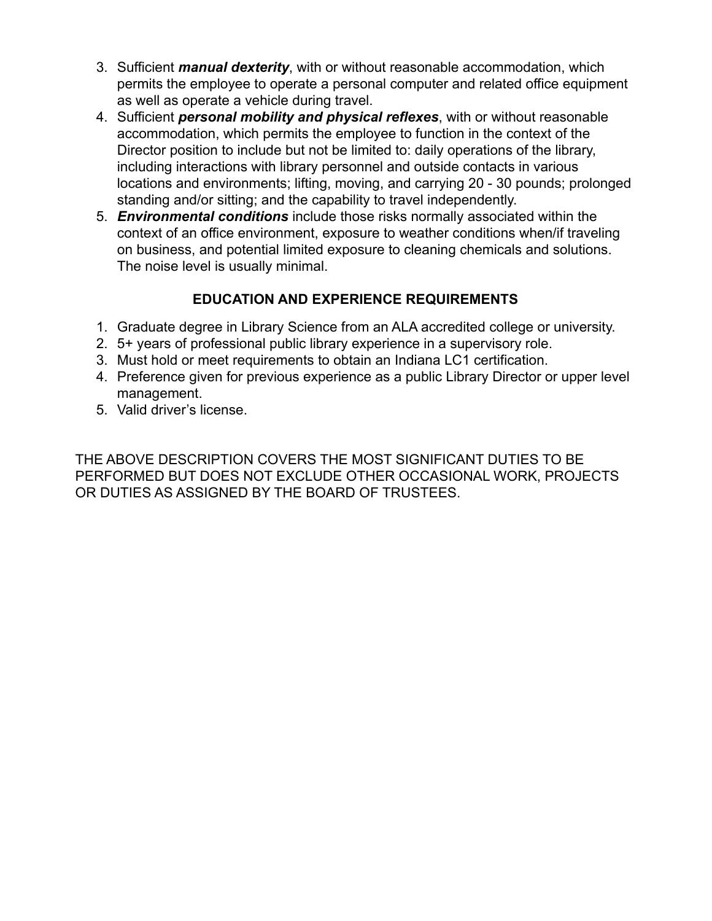3. Sufficient ***manual dexterity***, with or without reasonable accommodation, which permits the employee to operate a personal computer and related office equipment as well as operate a vehicle during travel.
4. Sufficient ***personal mobility and physical reflexes***, with or without reasonable accommodation, which permits the employee to function in the context of the Director position to include but not be limited to: daily operations of the library, including interactions with library personnel and outside contacts in various locations and environments; lifting, moving, and carrying 20 - 30 pounds; prolonged standing and/or sitting; and the capability to travel independently.
5. ***Environmental conditions*** include those risks normally associated within the context of an office environment, exposure to weather conditions when/if traveling on business, and potential limited exposure to cleaning chemicals and solutions. The noise level is usually minimal.

## EDUCATION AND EXPERIENCE REQUIREMENTS

1. Graduate degree in Library Science from an ALA accredited college or university.
2. 5+ years of professional public library experience in a supervisory role.
3. Must hold or meet requirements to obtain an Indiana LC1 certification.
4. Preference given for previous experience as a public Library Director or upper level management.
5. Valid driver's license.

THE ABOVE DESCRIPTION COVERS THE MOST SIGNIFICANT DUTIES TO BE PERFORMED BUT DOES NOT EXCLUDE OTHER OCCASIONAL WORK, PROJECTS OR DUTIES AS ASSIGNED BY THE BOARD OF TRUSTEES.